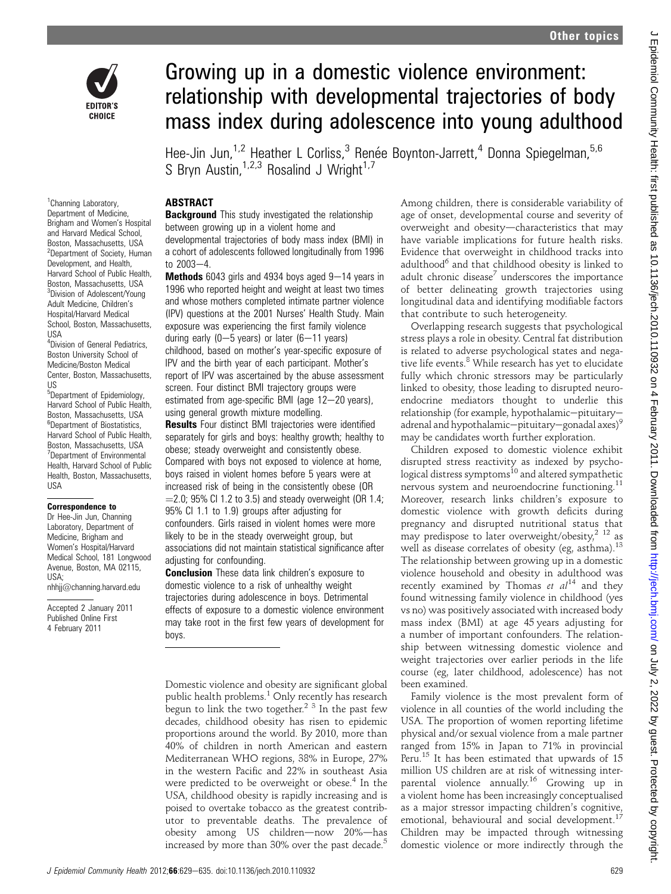# Growing up in a domestic violence environment: relationship with developmental trajectories of body mass index during adolescence into young adulthood

Hee-Jin Jun,[1,2] Heather L Corliss,[3] Renée Boynton-Jarrett,[4] Donna Spiegelman,[5,6] S Bryn Austin,[1,2,3] Rosalind J Wright[1,7]

[1]Channing Laboratory, Department of Medicine, Brigham and Women's Hospital and Harvard Medical School, Boston, Massachusetts, USA
[2]Department of Society, Human Development, and Health, Harvard School of Public Health, Boston, Massachusetts, USA
[3]Division of Adolescent/Young Adult Medicine, Children's Hospital/Harvard Medical School, Boston, Massachusetts, USA
[4]Division of General Pediatrics, Boston University School of Medicine/Boston Medical Center, Boston, Massachusetts, US
[5]Department of Epidemiology, Harvard School of Public Health, Boston, Massachusetts, USA
[6]Department of Biostatistics, Harvard School of Public Health, Boston, Massachusetts, USA
[7]Department of Environmental Health, Harvard School of Public Health, Boston, Massachusetts, USA

**Correspondence to**
Dr Hee-Jin Jun, Channing Laboratory, Department of Medicine, Brigham and Women's Hospital/Harvard Medical School, 181 Longwood Avenue, Boston, MA 02115, USA; nhhjj@channing.harvard.edu

Accepted 2 January 2011
Published Online First 4 February 2011

## ABSTRACT

**Background** This study investigated the relationship between growing up in a violent home and developmental trajectories of body mass index (BMI) in a cohort of adolescents followed longitudinally from 1996 to 2003–4.

**Methods** 6043 girls and 4934 boys aged 9–14 years in 1996 who reported height and weight at least two times and whose mothers completed intimate partner violence (IPV) questions at the 2001 Nurses' Health Study. Main exposure was experiencing the first family violence during early (0–5 years) or later (6–11 years) childhood, based on mother's year-specific exposure of IPV and the birth year of each participant. Mother's report of IPV was ascertained by the abuse assessment screen. Four distinct BMI trajectory groups were estimated from age-specific BMI (age 12–20 years), using general growth mixture modelling.

**Results** Four distinct BMI trajectories were identified separately for girls and boys: healthy growth; healthy to obese; steady overweight and consistently obese. Compared with boys not exposed to violence at home, boys raised in violent homes before 5 years were at increased risk of being in the consistently obese (OR =2.0; 95% CI 1.2 to 3.5) and steady overweight (OR 1.4; 95% CI 1.1 to 1.9) groups after adjusting for confounders. Girls raised in violent homes were more likely to be in the steady overweight group, but associations did not maintain statistical significance after adjusting for confounding.

**Conclusion** These data link children's exposure to domestic violence to a risk of unhealthy weight trajectories during adolescence in boys. Detrimental effects of exposure to a domestic violence environment may take root in the first few years of development for boys.

Domestic violence and obesity are significant global public health problems.[1] Only recently has research begun to link the two together.[2 3] In the past few decades, childhood obesity has risen to epidemic proportions around the world. By 2010, more than 40% of children in north American and eastern Mediterranean WHO regions, 38% in Europe, 27% in the western Pacific and 22% in southeast Asia were predicted to be overweight or obese.[4] In the USA, childhood obesity is rapidly increasing and is poised to overtake tobacco as the greatest contributor to preventable deaths. The prevalence of obesity among US children—now 20%—has increased by more than 30% over the past decade.[5]

Among children, there is considerable variability of age of onset, developmental course and severity of overweight and obesity—characteristics that may have variable implications for future health risks. Evidence that overweight in childhood tracks into adulthood[6] and that childhood obesity is linked to adult chronic disease[7] underscores the importance of better delineating growth trajectories using longitudinal data and identifying modifiable factors that contribute to such heterogeneity.

Overlapping research suggests that psychological stress plays a role in obesity. Central fat distribution is related to adverse psychological states and negative life events.[8] While research has yet to elucidate fully which chronic stressors may be particularly linked to obesity, those leading to disrupted neuroendocrine mediators thought to underlie this relationship (for example, hypothalamic–pituitary–adrenal and hypothalamic–pituitary–gonadal axes)[9] may be candidates worth further exploration.

Children exposed to domestic violence exhibit disrupted stress reactivity as indexed by psychological distress symptoms[10] and altered sympathetic nervous system and neuroendocrine functioning.[11] Moreover, research links children's exposure to domestic violence with growth deficits during pregnancy and disrupted nutritional status that may predispose to later overweight/obesity,[2 12] as well as disease correlates of obesity (eg, asthma).[13] The relationship between growing up in a domestic violence household and obesity in adulthood was recently examined by Thomas *et al*[14] and they found witnessing family violence in childhood (yes vs no) was positively associated with increased body mass index (BMI) at age 45 years adjusting for a number of important confounders. The relationship between witnessing domestic violence and weight trajectories over earlier periods in the life course (eg, later childhood, adolescence) has not been examined.

Family violence is the most prevalent form of violence in all counties of the world including the USA. The proportion of women reporting lifetime physical and/or sexual violence from a male partner ranged from 15% in Japan to 71% in provincial Peru.[15] It has been estimated that upwards of 15 million US children are at risk of witnessing interparental violence annually.[16] Growing up in a violent home has been increasingly conceptualised as a major stressor impacting children's cognitive, emotional, behavioural and social development.[17] Children may be impacted through witnessing domestic violence or more indirectly through the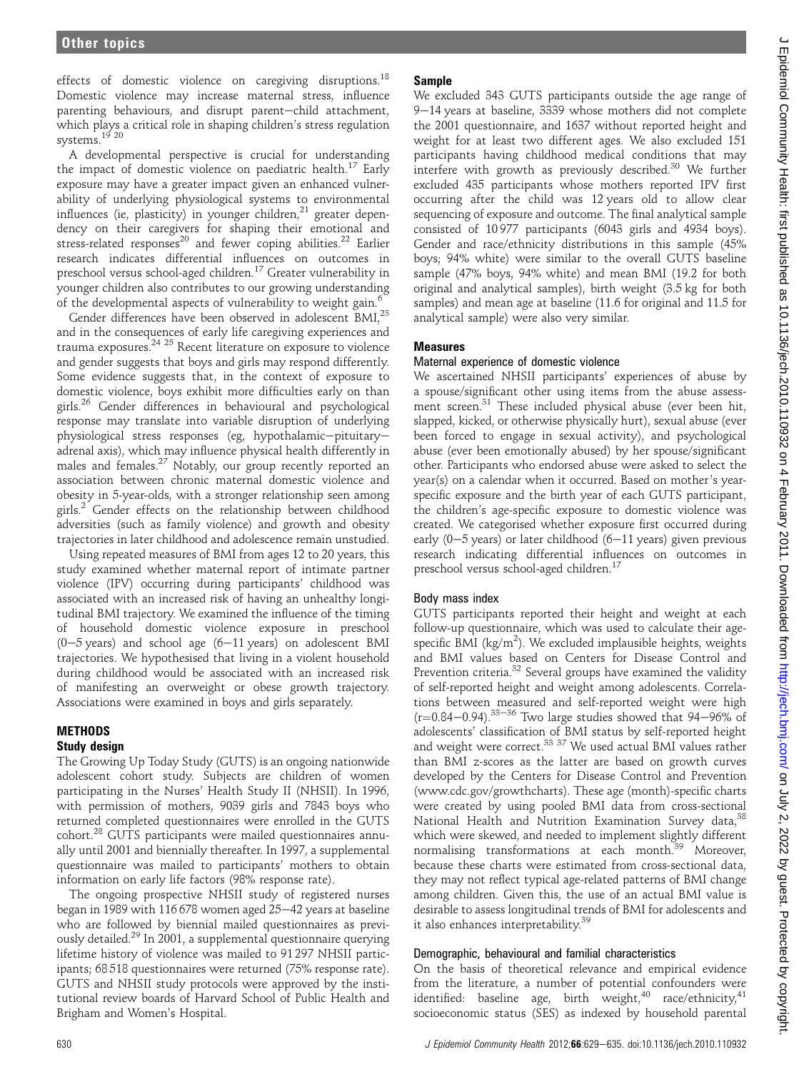effects of domestic violence on caregiving disruptions.[18] Domestic violence may increase maternal stress, influence parenting behaviours, and disrupt parent–child attachment, which plays a critical role in shaping children's stress regulation systems.[19 20]

A developmental perspective is crucial for understanding the impact of domestic violence on paediatric health.[17] Early exposure may have a greater impact given an enhanced vulnerability of underlying physiological systems to environmental influences (ie, plasticity) in younger children,[21] greater dependency on their caregivers for shaping their emotional and stress-related responses[20] and fewer coping abilities.[22] Earlier research indicates differential influences on outcomes in preschool versus school-aged children.[17] Greater vulnerability in younger children also contributes to our growing understanding of the developmental aspects of vulnerability to weight gain.[6]

Gender differences have been observed in adolescent BMI,[23] and in the consequences of early life caregiving experiences and trauma exposures.[24 25] Recent literature on exposure to violence and gender suggests that boys and girls may respond differently. Some evidence suggests that, in the context of exposure to domestic violence, boys exhibit more difficulties early on than girls.[26] Gender differences in behavioural and psychological response may translate into variable disruption of underlying physiological stress responses (eg, hypothalamic–pituitary–adrenal axis), which may influence physical health differently in males and females.[27] Notably, our group recently reported an association between chronic maternal domestic violence and obesity in 5-year-olds, with a stronger relationship seen among girls.[2] Gender effects on the relationship between childhood adversities (such as family violence) and growth and obesity trajectories in later childhood and adolescence remain unstudied.

Using repeated measures of BMI from ages 12 to 20 years, this study examined whether maternal report of intimate partner violence (IPV) occurring during participants' childhood was associated with an increased risk of having an unhealthy longitudinal BMI trajectory. We examined the influence of the timing of household domestic violence exposure in preschool (0–5 years) and school age (6–11 years) on adolescent BMI trajectories. We hypothesised that living in a violent household during childhood would be associated with an increased risk of manifesting an overweight or obese growth trajectory. Associations were examined in boys and girls separately.

## METHODS

### Study design

The Growing Up Today Study (GUTS) is an ongoing nationwide adolescent cohort study. Subjects are children of women participating in the Nurses' Health Study II (NHSII). In 1996, with permission of mothers, 9039 girls and 7843 boys who returned completed questionnaires were enrolled in the GUTS cohort.[28] GUTS participants were mailed questionnaires annually until 2001 and biennially thereafter. In 1997, a supplemental questionnaire was mailed to participants' mothers to obtain information on early life factors (98% response rate).

The ongoing prospective NHSII study of registered nurses began in 1989 with 116 678 women aged 25–42 years at baseline who are followed by biennial mailed questionnaires as previously detailed.[29] In 2001, a supplemental questionnaire querying lifetime history of violence was mailed to 91 297 NHSII participants; 68 518 questionnaires were returned (75% response rate). GUTS and NHSII study protocols were approved by the institutional review boards of Harvard School of Public Health and Brigham and Women's Hospital.

### Sample

We excluded 343 GUTS participants outside the age range of 9–14 years at baseline, 3339 whose mothers did not complete the 2001 questionnaire, and 1637 without reported height and weight for at least two different ages. We also excluded 151 participants having childhood medical conditions that may interfere with growth as previously described.[30] We further excluded 435 participants whose mothers reported IPV first occurring after the child was 12 years old to allow clear sequencing of exposure and outcome. The final analytical sample consisted of 10 977 participants (6043 girls and 4934 boys). Gender and race/ethnicity distributions in this sample (45% boys; 94% white) were similar to the overall GUTS baseline sample (47% boys, 94% white) and mean BMI (19.2 for both original and analytical samples), birth weight (3.5 kg for both samples) and mean age at baseline (11.6 for original and 11.5 for analytical sample) were also very similar.

### Measures

#### Maternal experience of domestic violence

We ascertained NHSII participants' experiences of abuse by a spouse/significant other using items from the abuse assessment screen.[31] These included physical abuse (ever been hit, slapped, kicked, or otherwise physically hurt), sexual abuse (ever been forced to engage in sexual activity), and psychological abuse (ever been emotionally abused) by her spouse/significant other. Participants who endorsed abuse were asked to select the year(s) on a calendar when it occurred. Based on mother's year-specific exposure and the birth year of each GUTS participant, the children's age-specific exposure to domestic violence was created. We categorised whether exposure first occurred during early (0–5 years) or later childhood (6–11 years) given previous research indicating differential influences on outcomes in preschool versus school-aged children.[17]

#### Body mass index

GUTS participants reported their height and weight at each follow-up questionnaire, which was used to calculate their age-specific BMI (kg/m$^2$). We excluded implausible heights, weights and BMI values based on Centers for Disease Control and Prevention criteria.[32] Several groups have examined the validity of self-reported height and weight among adolescents. Correlations between measured and self-reported weight were high (r=0.84–0.94).[33–36] Two large studies showed that 94–96% of adolescents' classification of BMI status by self-reported height and weight were correct.[33 37] We used actual BMI values rather than BMI z-scores as the latter are based on growth curves developed by the Centers for Disease Control and Prevention (www.cdc.gov/growthcharts). These age (month)-specific charts were created by using pooled BMI data from cross-sectional National Health and Nutrition Examination Survey data,[38] which were skewed, and needed to implement slightly different normalising transformations at each month.[39] Moreover, because these charts were estimated from cross-sectional data, they may not reflect typical age-related patterns of BMI change among children. Given this, the use of an actual BMI value is desirable to assess longitudinal trends of BMI for adolescents and it also enhances interpretability.[39]

#### Demographic, behavioural and familial characteristics

On the basis of theoretical relevance and empirical evidence from the literature, a number of potential confounders were identified: baseline age, birth weight,[40] race/ethnicity,[41] socioeconomic status (SES) as indexed by household parental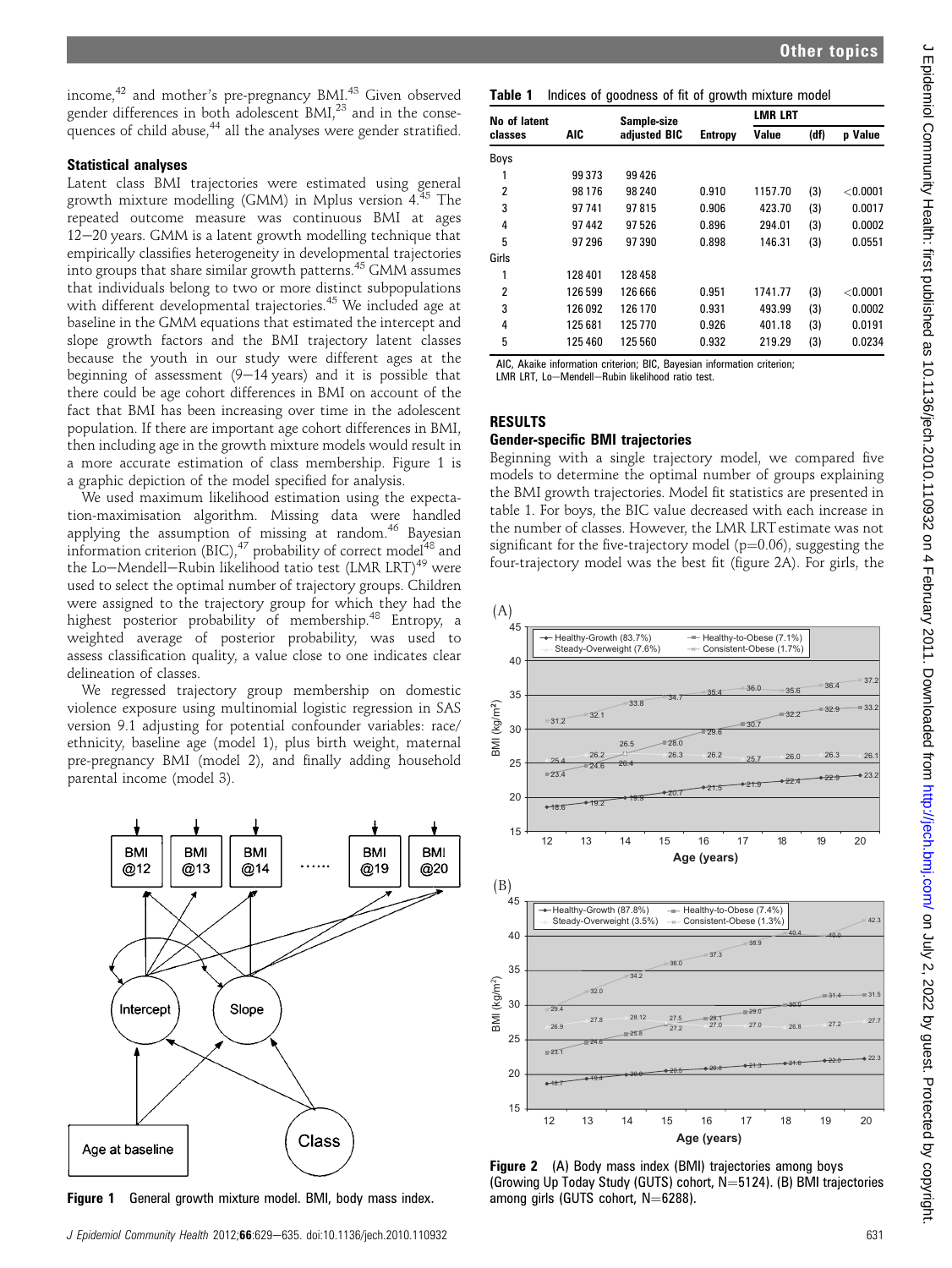income,[42] and mother's pre-pregnancy BMI.[43] Given observed gender differences in both adolescent BMI,[23] and in the consequences of child abuse,[44] all the analyses were gender stratified.

### Statistical analyses

Latent class BMI trajectories were estimated using general growth mixture modelling (GMM) in Mplus version 4.[45] The repeated outcome measure was continuous BMI at ages 12–20 years. GMM is a latent growth modelling technique that empirically classifies heterogeneity in developmental trajectories into groups that share similar growth patterns.[45] GMM assumes that individuals belong to two or more distinct subpopulations with different developmental trajectories.[45] We included age at baseline in the GMM equations that estimated the intercept and slope growth factors and the BMI trajectory latent classes because the youth in our study were different ages at the beginning of assessment (9–14 years) and it is possible that there could be age cohort differences in BMI on account of the fact that BMI has been increasing over time in the adolescent population. If there are important age cohort differences in BMI, then including age in the growth mixture models would result in a more accurate estimation of class membership. Figure 1 is a graphic depiction of the model specified for analysis.

We used maximum likelihood estimation using the expectation-maximisation algorithm. Missing data were handled applying the assumption of missing at random.[46] Bayesian information criterion (BIC),[47] probability of correct model[48] and the Lo–Mendell–Rubin likelihood tatio test (LMR LRT)[49] were used to select the optimal number of trajectory groups. Children were assigned to the trajectory group for which they had the highest posterior probability of membership.[48] Entropy, a weighted average of posterior probability, was used to assess classification quality, a value close to one indicates clear delineation of classes.

We regressed trajectory group membership on domestic violence exposure using multinomial logistic regression in SAS version 9.1 adjusting for potential confounder variables: race/ethnicity, baseline age (model 1), plus birth weight, maternal pre-pregnancy BMI (model 2), and finally adding household parental income (model 3).

Figure 1 General growth mixture model. BMI, body mass index.

**Table 1** Indices of goodness of fit of growth mixture model

| No of latent classes | AIC | Sample-size adjusted BIC | Entropy | LMR LRT Value | (df) | p Value |
|---|---|---|---|---|---|---|
| Boys | | | | | | |
| 1 | 99 373 | 99 426 | | | | |
| 2 | 98 176 | 98 240 | 0.910 | 1157.70 | (3) | <0.0001 |
| 3 | 97 741 | 97 815 | 0.906 | 423.70 | (3) | 0.0017 |
| 4 | 97 442 | 97 526 | 0.896 | 294.01 | (3) | 0.0002 |
| 5 | 97 296 | 97 390 | 0.898 | 146.31 | (3) | 0.0551 |
| Girls | | | | | | |
| 1 | 128 401 | 128 458 | | | | |
| 2 | 126 599 | 126 666 | 0.951 | 1741.77 | (3) | <0.0001 |
| 3 | 126 092 | 126 170 | 0.931 | 493.99 | (3) | 0.0002 |
| 4 | 125 681 | 125 770 | 0.926 | 401.18 | (3) | 0.0191 |
| 5 | 125 460 | 125 560 | 0.932 | 219.29 | (3) | 0.0234 |

AIC, Akaike information criterion; BIC, Bayesian information criterion; LMR LRT, Lo–Mendell–Rubin likelihood ratio test.

## RESULTS

### Gender-specific BMI trajectories

Beginning with a single trajectory model, we compared five models to determine the optimal number of groups explaining the BMI growth trajectories. Model fit statistics are presented in table 1. For boys, the BIC value decreased with each increase in the number of classes. However, the LMR LRT estimate was not significant for the five-trajectory model ($p=0.06$), suggesting the four-trajectory model was the best fit (figure 2A). For girls, the

Figure 2 (A) Body mass index (BMI) trajectories among boys (Growing Up Today Study (GUTS) cohort, N=5124). (B) BMI trajectories among girls (GUTS cohort, N=6288).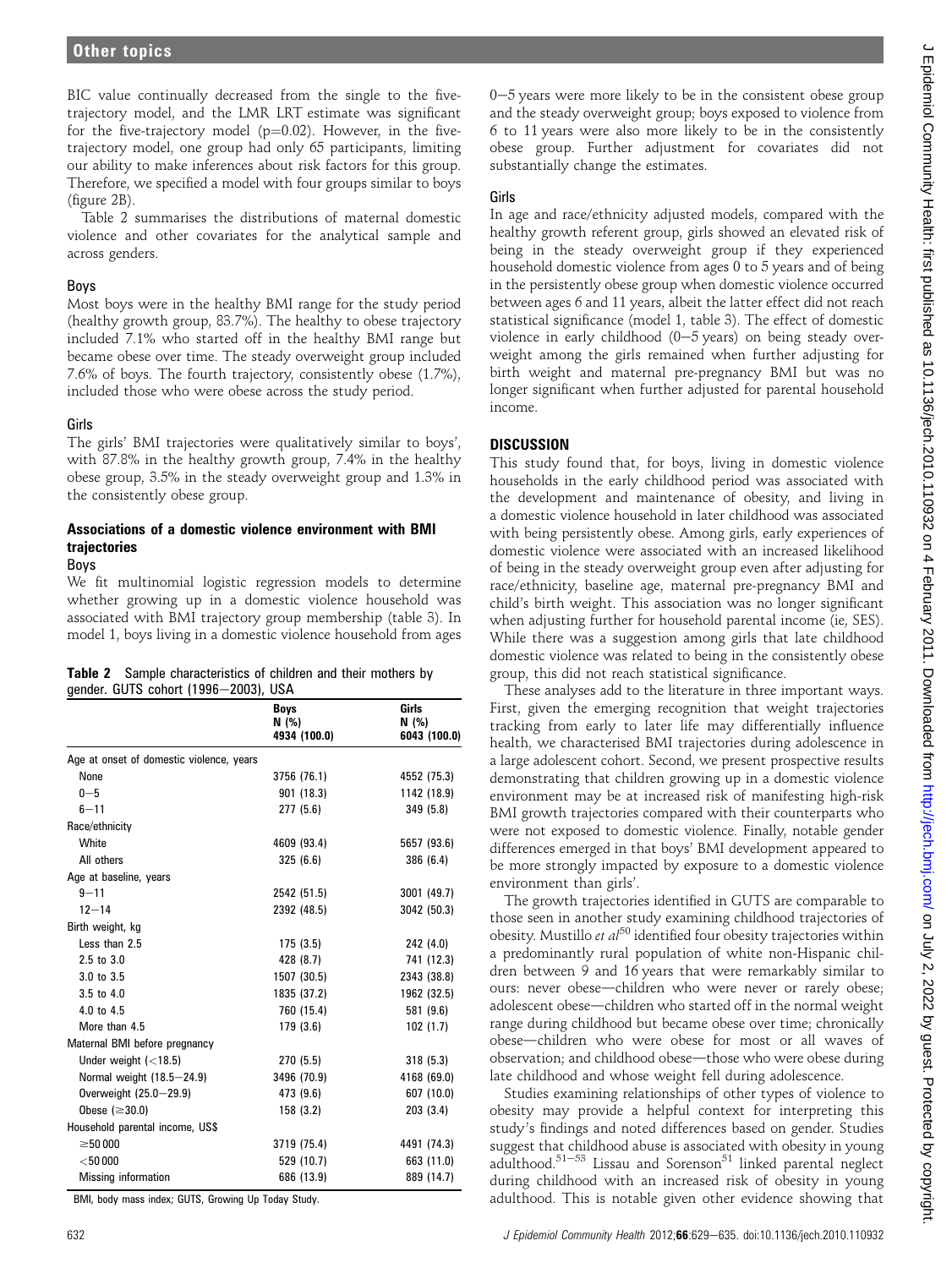BIC value continually decreased from the single to the five-trajectory model, and the LMR LRT estimate was significant for the five-trajectory model (p=0.02). However, in the five-trajectory model, one group had only 65 participants, limiting our ability to make inferences about risk factors for this group. Therefore, we specified a model with four groups similar to boys (figure 2B).

Table 2 summarises the distributions of maternal domestic violence and other covariates for the analytical sample and across genders.

### Boys

Most boys were in the healthy BMI range for the study period (healthy growth group, 83.7%). The healthy to obese trajectory included 7.1% who started off in the healthy BMI range but became obese over time. The steady overweight group included 7.6% of boys. The fourth trajectory, consistently obese (1.7%), included those who were obese across the study period.

### Girls

The girls' BMI trajectories were qualitatively similar to boys', with 87.8% in the healthy growth group, 7.4% in the healthy obese group, 3.5% in the steady overweight group and 1.3% in the consistently obese group.

## Associations of a domestic violence environment with BMI trajectories

### Boys

We fit multinomial logistic regression models to determine whether growing up in a domestic violence household was associated with BMI trajectory group membership (table 3). In model 1, boys living in a domestic violence household from ages 0–5 years were more likely to be in the consistent obese group and the steady overweight group; boys exposed to violence from 6 to 11 years were also more likely to be in the consistently obese group. Further adjustment for covariates did not substantially change the estimates.

**Table 2** Sample characteristics of children and their mothers by gender. GUTS cohort (1996–2003), USA

| | Boys N (%) 4934 (100.0) | Girls N (%) 6043 (100.0) |
|---|---|---|
| Age at onset of domestic violence, years | | |
| None | 3756 (76.1) | 4552 (75.3) |
| 0–5 | 901 (18.3) | 1142 (18.9) |
| 6–11 | 277 (5.6) | 349 (5.8) |
| Race/ethnicity | | |
| White | 4609 (93.4) | 5657 (93.6) |
| All others | 325 (6.6) | 386 (6.4) |
| Age at baseline, years | | |
| 9–11 | 2542 (51.5) | 3001 (49.7) |
| 12–14 | 2392 (48.5) | 3042 (50.3) |
| Birth weight, kg | | |
| Less than 2.5 | 175 (3.5) | 242 (4.0) |
| 2.5 to 3.0 | 428 (8.7) | 741 (12.3) |
| 3.0 to 3.5 | 1507 (30.5) | 2343 (38.8) |
| 3.5 to 4.0 | 1835 (37.2) | 1962 (32.5) |
| 4.0 to 4.5 | 760 (15.4) | 581 (9.6) |
| More than 4.5 | 179 (3.6) | 102 (1.7) |
| Maternal BMI before pregnancy | | |
| Under weight (<18.5) | 270 (5.5) | 318 (5.3) |
| Normal weight (18.5–24.9) | 3496 (70.9) | 4168 (69.0) |
| Overweight (25.0–29.9) | 473 (9.6) | 607 (10.0) |
| Obese (≥30.0) | 158 (3.2) | 203 (3.4) |
| Household parental income, US$ | | |
| ≥50 000 | 3719 (75.4) | 4491 (74.3) |
| <50 000 | 529 (10.7) | 663 (11.0) |
| Missing information | 686 (13.9) | 889 (14.7) |

BMI, body mass index; GUTS, Growing Up Today Study.

### Girls

In age and race/ethnicity adjusted models, compared with the healthy growth referent group, girls showed an elevated risk of being in the steady overweight group if they experienced household domestic violence from ages 0 to 5 years and of being in the persistently obese group when domestic violence occurred between ages 6 and 11 years, albeit the latter effect did not reach statistical significance (model 1, table 3). The effect of domestic violence in early childhood (0–5 years) on being steady overweight among the girls remained when further adjusting for birth weight and maternal pre-pregnancy BMI but was no longer significant when further adjusted for parental household income.

## DISCUSSION

This study found that, for boys, living in domestic violence households in the early childhood period was associated with the development and maintenance of obesity, and living in a domestic violence household in later childhood was associated with being persistently obese. Among girls, early experiences of domestic violence were associated with an increased likelihood of being in the steady overweight group even after adjusting for race/ethnicity, baseline age, maternal pre-pregnancy BMI and child's birth weight. This association was no longer significant when adjusting further for household parental income (ie, SES). While there was a suggestion among girls that late childhood domestic violence was related to being in the consistently obese group, this did not reach statistical significance.

These analyses add to the literature in three important ways. First, given the emerging recognition that weight trajectories tracking from early to later life may differentially influence health, we characterised BMI trajectories during adolescence in a large adolescent cohort. Second, we present prospective results demonstrating that children growing up in a domestic violence environment may be at increased risk of manifesting high-risk BMI growth trajectories compared with their counterparts who were not exposed to domestic violence. Finally, notable gender differences emerged in that boys' BMI development appeared to be more strongly impacted by exposure to a domestic violence environment than girls'.

The growth trajectories identified in GUTS are comparable to those seen in another study examining childhood trajectories of obesity. Mustillo *et al*[50] identified four obesity trajectories within a predominantly rural population of white non-Hispanic children between 9 and 16 years that were remarkably similar to ours: never obese—children who were never or rarely obese; adolescent obese—children who started off in the normal weight range during childhood but became obese over time; chronically obese—children who were obese for most or all waves of observation; and childhood obese—those who were obese during late childhood and whose weight fell during adolescence.

Studies examining relationships of other types of violence to obesity may provide a helpful context for interpreting this study's findings and noted differences based on gender. Studies suggest that childhood abuse is associated with obesity in young adulthood.[51–53] Lissau and Sorenson[51] linked parental neglect during childhood with an increased risk of obesity in young adulthood. This is notable given other evidence showing that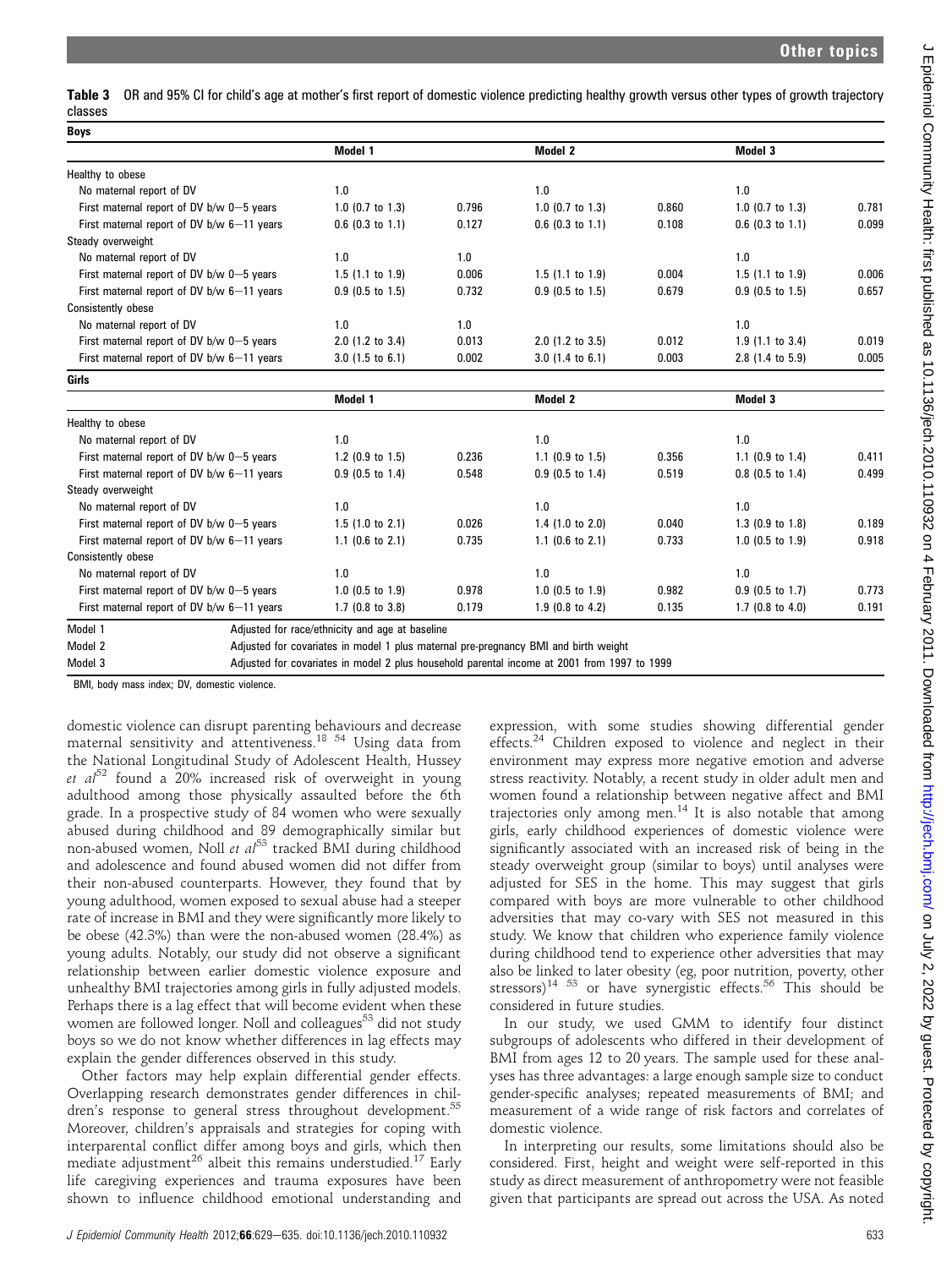**Table 3** OR and 95% CI for child's age at mother's first report of domestic violence predicting healthy growth versus other types of growth trajectory classes

| **Boys** | | | | | | |
|---|---|---|---|---|---|---|
| | **Model 1** | | **Model 2** | | **Model 3** | |
| Healthy to obese | | | | | | |
| No maternal report of DV | 1.0 | | 1.0 | | 1.0 | |
| First maternal report of DV b/w 0–5 years | 1.0 (0.7 to 1.3) | 0.796 | 1.0 (0.7 to 1.3) | 0.860 | 1.0 (0.7 to 1.3) | 0.781 |
| First maternal report of DV b/w 6–11 years | 0.6 (0.3 to 1.1) | 0.127 | 0.6 (0.3 to 1.1) | 0.108 | 0.6 (0.3 to 1.1) | 0.099 |
| Steady overweight | | | | | | |
| No maternal report of DV | 1.0 | 1.0 | | | 1.0 | |
| First maternal report of DV b/w 0–5 years | 1.5 (1.1 to 1.9) | 0.006 | 1.5 (1.1 to 1.9) | 0.004 | 1.5 (1.1 to 1.9) | 0.006 |
| First maternal report of DV b/w 6–11 years | 0.9 (0.5 to 1.5) | 0.732 | 0.9 (0.5 to 1.5) | 0.679 | 0.9 (0.5 to 1.5) | 0.657 |
| Consistently obese | | | | | | |
| No maternal report of DV | 1.0 | 1.0 | | | 1.0 | |
| First maternal report of DV b/w 0–5 years | 2.0 (1.2 to 3.4) | 0.013 | 2.0 (1.2 to 3.5) | 0.012 | 1.9 (1.1 to 3.4) | 0.019 |
| First maternal report of DV b/w 6–11 years | 3.0 (1.5 to 6.1) | 0.002 | 3.0 (1.4 to 6.1) | 0.003 | 2.8 (1.4 to 5.9) | 0.005 |
| **Girls** | | | | | | |
| | **Model 1** | | **Model 2** | | **Model 3** | |
| Healthy to obese | | | | | | |
| No maternal report of DV | 1.0 | | 1.0 | | 1.0 | |
| First maternal report of DV b/w 0–5 years | 1.2 (0.9 to 1.5) | 0.236 | 1.1 (0.9 to 1.5) | 0.356 | 1.1 (0.9 to 1.4) | 0.411 |
| First maternal report of DV b/w 6–11 years | 0.9 (0.5 to 1.4) | 0.548 | 0.9 (0.5 to 1.4) | 0.519 | 0.8 (0.5 to 1.4) | 0.499 |
| Steady overweight | | | | | | |
| No maternal report of DV | 1.0 | | 1.0 | | 1.0 | |
| First maternal report of DV b/w 0–5 years | 1.5 (1.0 to 2.1) | 0.026 | 1.4 (1.0 to 2.0) | 0.040 | 1.3 (0.9 to 1.8) | 0.189 |
| First maternal report of DV b/w 6–11 years | 1.1 (0.6 to 2.1) | 0.735 | 1.1 (0.6 to 2.1) | 0.733 | 1.0 (0.5 to 1.9) | 0.918 |
| Consistently obese | | | | | | |
| No maternal report of DV | 1.0 | | 1.0 | | 1.0 | |
| First maternal report of DV b/w 0–5 years | 1.0 (0.5 to 1.9) | 0.978 | 1.0 (0.5 to 1.9) | 0.982 | 0.9 (0.5 to 1.7) | 0.773 |
| First maternal report of DV b/w 6–11 years | 1.7 (0.8 to 3.8) | 0.179 | 1.9 (0.8 to 4.2) | 0.135 | 1.7 (0.8 to 4.0) | 0.191 |
| Model 1 | Adjusted for race/ethnicity and age at baseline | | | | | |
| Model 2 | Adjusted for covariates in model 1 plus maternal pre-pregnancy BMI and birth weight | | | | | |
| Model 3 | Adjusted for covariates in model 2 plus household parental income at 2001 from 1997 to 1999 | | | | | |

BMI, body mass index; DV, domestic violence.

domestic violence can disrupt parenting behaviours and decrease maternal sensitivity and attentiveness.[18 54] Using data from the National Longitudinal Study of Adolescent Health, Hussey *et al*[52] found a 20% increased risk of overweight in young adulthood among those physically assaulted before the 6th grade. In a prospective study of 84 women who were sexually abused during childhood and 89 demographically similar but non-abused women, Noll *et al*[53] tracked BMI during childhood and adolescence and found abused women did not differ from their non-abused counterparts. However, they found that by young adulthood, women exposed to sexual abuse had a steeper rate of increase in BMI and they were significantly more likely to be obese (42.3%) than were the non-abused women (28.4%) as young adults. Notably, our study did not observe a significant relationship between earlier domestic violence exposure and unhealthy BMI trajectories among girls in fully adjusted models. Perhaps there is a lag effect that will become evident when these women are followed longer. Noll and colleagues[53] did not study boys so we do not know whether differences in lag effects may explain the gender differences observed in this study.

Other factors may help explain differential gender effects. Overlapping research demonstrates gender differences in children's response to general stress throughout development.[55] Moreover, children's appraisals and strategies for coping with interparental conflict differ among boys and girls, which then mediate adjustment[26] albeit this remains understudied.[17] Early life caregiving experiences and trauma exposures have been shown to influence childhood emotional understanding and expression, with some studies showing differential gender effects.[24] Children exposed to violence and neglect in their environment may express more negative emotion and adverse stress reactivity. Notably, a recent study in older adult men and women found a relationship between negative affect and BMI trajectories only among men.[14] It is also notable that among girls, early childhood experiences of domestic violence were significantly associated with an increased risk of being in the steady overweight group (similar to boys) until analyses were adjusted for SES in the home. This may suggest that girls compared with boys are more vulnerable to other childhood adversities that may co-vary with SES not measured in this study. We know that children who experience family violence during childhood tend to experience other adversities that may also be linked to later obesity (eg, poor nutrition, poverty, other stressors)[14 53] or have synergistic effects.[56] This should be considered in future studies.

In our study, we used GMM to identify four distinct subgroups of adolescents who differed in their development of BMI from ages 12 to 20 years. The sample used for these analyses has three advantages: a large enough sample size to conduct gender-specific analyses; repeated measurements of BMI; and measurement of a wide range of risk factors and correlates of domestic violence.

In interpreting our results, some limitations should also be considered. First, height and weight were self-reported in this study as direct measurement of anthropometry were not feasible given that participants are spread out across the USA. As noted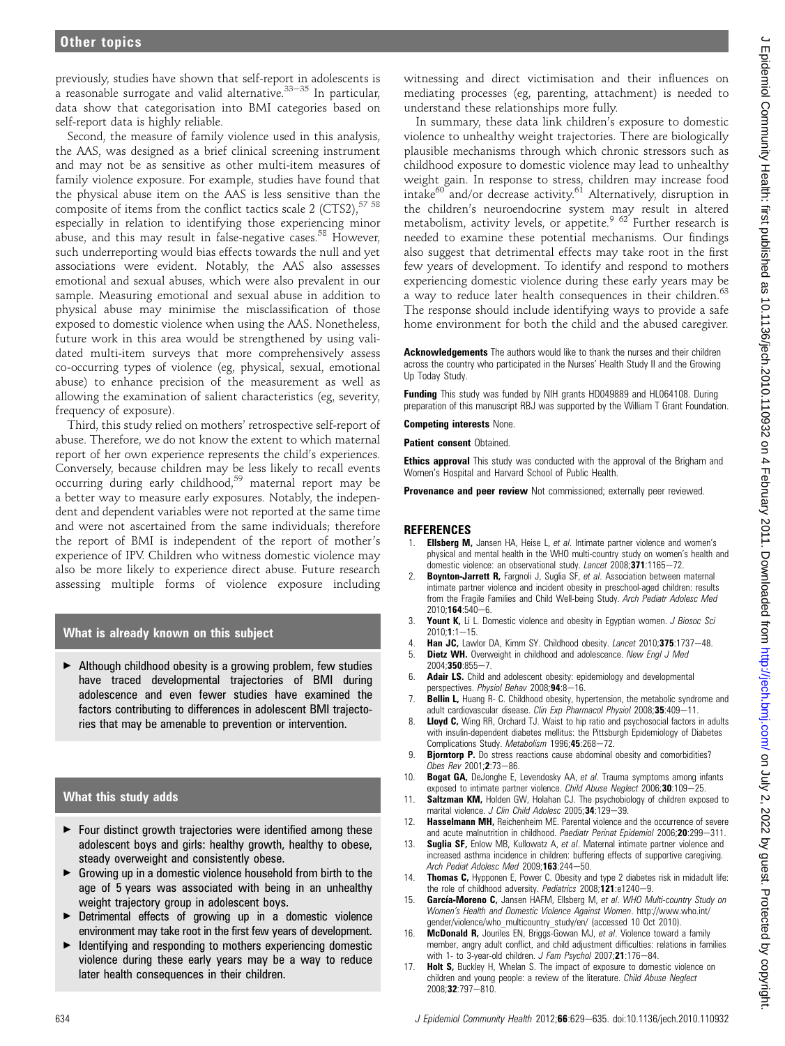previously, studies have shown that self-report in adolescents is a reasonable surrogate and valid alternative.[33–35] In particular, data show that categorisation into BMI categories based on self-report data is highly reliable.

Second, the measure of family violence used in this analysis, the AAS, was designed as a brief clinical screening instrument and may not be as sensitive as other multi-item measures of family violence exposure. For example, studies have found that the physical abuse item on the AAS is less sensitive than the composite of items from the conflict tactics scale 2 (CTS2),[57 58] especially in relation to identifying those experiencing minor abuse, and this may result in false-negative cases.[58] However, such underreporting would bias effects towards the null and yet associations were evident. Notably, the AAS also assesses emotional and sexual abuses, which were also prevalent in our sample. Measuring emotional and sexual abuse in addition to physical abuse may minimise the misclassification of those exposed to domestic violence when using the AAS. Nonetheless, future work in this area would be strengthened by using validated multi-item surveys that more comprehensively assess co-occurring types of violence (eg, physical, sexual, emotional abuse) to enhance precision of the measurement as well as allowing the examination of salient characteristics (eg, severity, frequency of exposure).

Third, this study relied on mothers' retrospective self-report of abuse. Therefore, we do not know the extent to which maternal report of her own experience represents the child's experiences. Conversely, because children may be less likely to recall events occurring during early childhood,[59] maternal report may be a better way to measure early exposures. Notably, the independent and dependent variables were not reported at the same time and were not ascertained from the same individuals; therefore the report of BMI is independent of the report of mother's experience of IPV. Children who witness domestic violence may also be more likely to experience direct abuse. Future research assessing multiple forms of violence exposure including witnessing and direct victimisation and their influences on mediating processes (eg, parenting, attachment) is needed to understand these relationships more fully.

In summary, these data link children's exposure to domestic violence to unhealthy weight trajectories. There are biologically plausible mechanisms through which chronic stressors such as childhood exposure to domestic violence may lead to unhealthy weight gain. In response to stress, children may increase food intake[60] and/or decrease activity.[61] Alternatively, disruption in the children's neuroendocrine system may result in altered metabolism, activity levels, or appetite.[9 62] Further research is needed to examine these potential mechanisms. Our findings also suggest that detrimental effects may take root in the first few years of development. To identify and respond to mothers experiencing domestic violence during these early years may be a way to reduce later health consequences in their children.[63] The response should include identifying ways to provide a safe home environment for both the child and the abused caregiver.

## What is already known on this subject

- Although childhood obesity is a growing problem, few studies have traced developmental trajectories of BMI during adolescence and even fewer studies have examined the factors contributing to differences in adolescent BMI trajectories that may be amenable to prevention or intervention.

## What this study adds

- Four distinct growth trajectories were identified among these adolescent boys and girls: healthy growth, healthy to obese, steady overweight and consistently obese.
- Growing up in a domestic violence household from birth to the age of 5 years was associated with being in an unhealthy weight trajectory group in adolescent boys.
- Detrimental effects of growing up in a domestic violence environment may take root in the first few years of development.
- Identifying and responding to mothers experiencing domestic violence during these early years may be a way to reduce later health consequences in their children.

**Acknowledgements** The authors would like to thank the nurses and their children across the country who participated in the Nurses' Health Study II and the Growing Up Today Study.

**Funding** This study was funded by NIH grants HD049889 and HL064108. During preparation of this manuscript RBJ was supported by the William T Grant Foundation.

**Competing interests** None.

**Patient consent** Obtained.

**Ethics approval** This study was conducted with the approval of the Brigham and Women's Hospital and Harvard School of Public Health.

**Provenance and peer review** Not commissioned; externally peer reviewed.

## REFERENCES

1. **Ellsberg M,** Jansen HA, Heise L, *et al*. Intimate partner violence and women's physical and mental health in the WHO multi-country study on women's health and domestic violence: an observational study. *Lancet* 2008;**371**:1165–72.
2. **Boynton-Jarrett R,** Fargnoli J, Suglia SF, *et al*. Association between maternal intimate partner violence and incident obesity in preschool-aged children: results from the Fragile Families and Child Well-being Study. *Arch Pediatr Adolesc Med* 2010;**164**:540–6.
3. **Yount K,** Li L. Domestic violence and obesity in Egyptian women. *J Biosoc Sci* 2010;**1**:1–15.
4. **Han JC,** Lawlor DA, Kimm SY. Childhood obesity. *Lancet* 2010;**375**:1737–48.
5. **Dietz WH.** Overweight in childhood and adolescence. *New Engl J Med* 2004;**350**:855–7.
6. **Adair LS.** Child and adolescent obesity: epidemiology and developmental perspectives. *Physiol Behav* 2008;**94**:8–16.
7. **Bellin L,** Huang R- C. Childhood obesity, hypertension, the metabolic syndrome and adult cardiovascular disease. *Clin Exp Pharmacol Physiol* 2008;**35**:409–11.
8. **Lloyd C,** Wing RR, Orchard TJ. Waist to hip ratio and psychosocial factors in adults with insulin-dependent diabetes mellitus: the Pittsburgh Epidemiology of Diabetes Complications Study. *Metabolism* 1996;**45**:268–72.
9. **Bjorntorp P.** Do stress reactions cause abdominal obesity and comorbidities? *Obes Rev* 2001;**2**:73–86.
10. **Bogat GA,** DeJonghe E, Levendosky AA, *et al*. Trauma symptoms among infants exposed to intimate partner violence. *Child Abuse Neglect* 2006;**30**:109–25.
11. **Saltzman KM,** Holden GW, Holahan CJ. The psychobiology of children exposed to marital violence. *J Clin Child Adolesc* 2005;**34**:129–39.
12. **Hasselmann MH,** Reichenheim ME. Parental violence and the occurrence of severe and acute malnutrition in childhood. *Paediatr Perinat Epidemiol* 2006;**20**:299–311.
13. **Suglia SF,** Enlow MB, Kullowatz A, *et al*. Maternal intimate partner violence and increased asthma incidence in children: buffering effects of supportive caregiving. *Arch Pediat Adolesc Med* 2009;**163**:244–50.
14. **Thomas C,** Hypponen E, Power C. Obesity and type 2 diabetes risk in midadult life: the role of childhood adversity. *Pediatrics* 2008;**121**:e1240–9.
15. **García-Moreno C,** Jansen HAFM, Ellsberg M, *et al*. *WHO Multi-country Study on Women's Health and Domestic Violence Against Women*. http://www.who.int/gender/violence/who_multicountry_study/en/ (accessed 10 Oct 2010).
16. **McDonald R,** Jouriles EN, Briggs-Gowan MJ, *et al*. Violence toward a family member, angry adult conflict, and child adjustment difficulties: relations in families with 1- to 3-year-old children. *J Fam Psychol* 2007;**21**:176–84.
17. **Holt S,** Buckley H, Whelan S. The impact of exposure to domestic violence on children and young people: a review of the literature. *Child Abuse Neglect* 2008;**32**:797–810.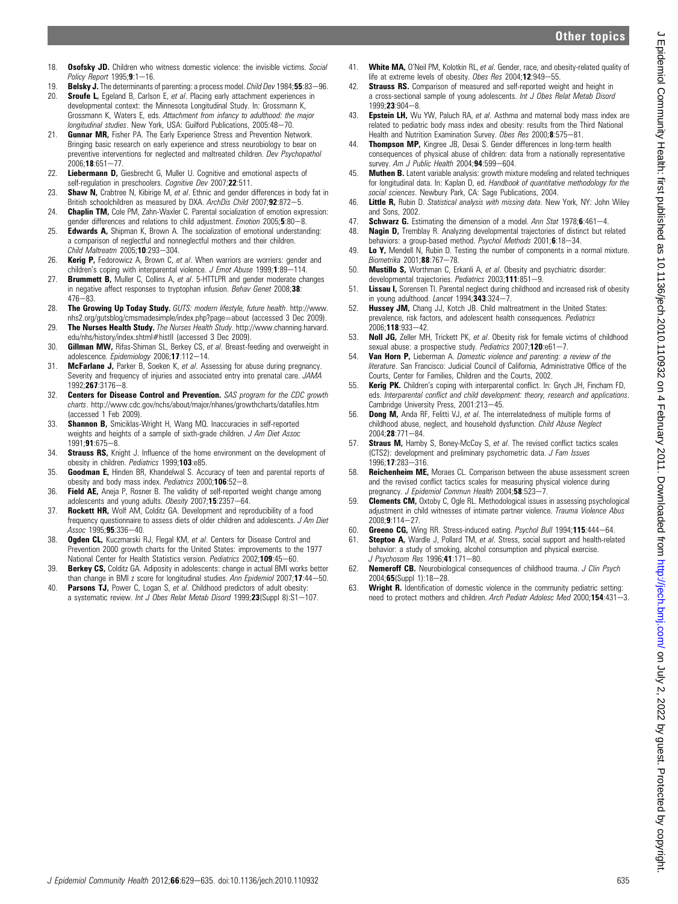18. **Osofsky JD.** Children who witness domestic violence: the invisible victims. *Social Policy Report* 1995;**9**:1−16.
19. **Belsky J.** The determinants of parenting: a process model. *Child Dev* 1984;**55**:83−96.
20. **Sroufe L,** Egeland B, Carlson E, *et al*. Placing early attachment experiences in developmental context: the Minnesota Longitudinal Study. In: Grossmann K, Grossmann K, Waters E, eds. *Attachment from infancy to adulthood: the major longitudinal studies*. New York, USA: Guilford Publications, 2005:48−70.
21. **Gunnar MR,** Fisher PA. The Early Experience Stress and Prevention Network. Bringing basic research on early experience and stress neurobiology to bear on preventive interventions for neglected and maltreated children. *Dev Psychopathol* 2006;**18**:651−77.
22. **Liebermann D,** Giesbrecht G, Muller U. Cognitive and emotional aspects of self-regulation in preschoolers. *Cognitive Dev* 2007;**22**:511.
23. **Shaw N,** Crabtree N, Kibirige M, *et al*. Ethnic and gender differences in body fat in British schoolchildren as measured by DXA. *ArchDis Child* 2007;**92**:872−5.
24. **Chaplin TM,** Cole PM, Zahn-Waxler C. Parental socialization of emotion expression: gender differences and relations to child adjustment. *Emotion* 2005;**5**:80−8.
25. **Edwards A,** Shipman K, Brown A. The socialization of emotional understanding: a comparison of neglectful and nonneglectful mothers and their children. *Child Maltreatm* 2005;**10**:293−304.
26. **Kerig P,** Fedorowicz A, Brown C, *et al*. When warriors are worriers: gender and children's coping with interparental violence. *J Emot Abuse* 1999;**1**:89−114.
27. **Brummett B,** Muller C, Collins A, *et al*. 5-HTTLPR and gender moderate changes in negative affect responses to tryptophan infusion. *Behav Genet* 2008;**38**:476−83.
28. **The Growing Up Today Study.** *GUTS: modern lifestyle, future health*. http://www.nhs2.org/gutsblog/cmsmadesimple/index.php?page=about (accessed 3 Dec 2009).
29. **The Nurses Health Study.** *The Nurses Health Study*. http://www.channing.harvard.edu/nhs/history/index.shtml#histI (accessed 3 Dec 2009).
30. **Gillman MW,** Rifas-Shiman SL, Berkey CS, *et al*. Breast-feeding and overweight in adolescence. *Epidemiology* 2006;**17**:112−14.
31. **McFarlane J,** Parker B, Soeken K, *et al*. Assessing for abuse during pregnancy. Severity and frequency of injuries and associated entry into prenatal care. *JAMA* 1992;**267**:3176−8.
32. **Centers for Disease Control and Prevention.** *SAS program for the CDC growth charts*. http://www.cdc.gov/nchs/about/major/nhanes/growthcharts/datafiles.htm (accessed 1 Feb 2009).
33. **Shannon B,** Smiciklas-Wright H, Wang MQ. Inaccuracies in self-reported weights and heights of a sample of sixth-grade children. *J Am Diet Assoc* 1991;**91**:675−8.
34. **Strauss RS,** Knight J. Influence of the home environment on the development of obesity in children. *Pediatrics* 1999;**103**:e85.
35. **Goodman E,** Hinden BR, Khandelwal S. Accuracy of teen and parental reports of obesity and body mass index. *Pediatrics* 2000;**106**:52−8.
36. **Field AE,** Aneja P, Rosner B. The validity of self-reported weight change among adolescents and young adults. *Obesity* 2007;**15**:2357−64.
37. **Rockett HR,** Wolf AM, Colditz GA. Development and reproducibility of a food frequency questionnaire to assess diets of older children and adolescents. *J Am Diet Assoc* 1995;**95**:336−40.
38. **Ogden CL,** Kuczmarski RJ, Flegal KM, *et al*. Centers for Disease Control and Prevention 2000 growth charts for the United States: improvements to the 1977 National Center for Health Statistics version. *Pediatrics* 2002;**109**:45−60.
39. **Berkey CS,** Colditz GA. Adiposity in adolescents: change in actual BMI works better than change in BMI z score for longitudinal studies. *Ann Epidemiol* 2007;**17**:44−50.
40. **Parsons TJ,** Power C, Logan S, *et al*. Childhood predictors of adult obesity: a systematic review. *Int J Obes Relat Metab Disord* 1999;**23**(Suppl 8):S1−107.
41. **White MA,** O'Neil PM, Kolotkin RL, *et al*. Gender, race, and obesity-related quality of life at extreme levels of obesity. *Obes Res* 2004;**12**:949−55.
42. **Strauss RS.** Comparison of measured and self-reported weight and height in a cross-sectional sample of young adolescents. *Int J Obes Relat Metab Disord* 1999;**23**:904−8.
43. **Epstein LH,** Wu YW, Paluch RA, *et al*. Asthma and maternal body mass index are related to pediatric body mass index and obesity: results from the Third National Health and Nutrition Examination Survey. *Obes Res* 2000;**8**:575−81.
44. **Thompson MP,** Kingree JB, Desai S. Gender differences in long-term health consequences of physical abuse of children: data from a nationally representative survey. *Am J Public Health* 2004;**94**:599−604.
45. **Muthen B.** Latent variable analysis: growth mixture modeling and related techniques for longitudinal data. In: Kaplan D, ed. *Handbook of quantitative methodology for the social sciences*. Newbury Park, CA: Sage Publications, 2004.
46. **Little R,** Rubin D. *Statistical analysis with missing data*. New York, NY: John Wiley and Sons, 2002.
47. **Schwarz G.** Estimating the dimension of a model. *Ann Stat* 1978;**6**:461−4.
48. **Nagin D,** Tremblay R. Analyzing developmental trajectories of distinct but related behaviors: a group-based method. *Psychol Methods* 2001;**6**:18−34.
49. **Lo Y,** Mendell N, Rubin D. Testing the number of components in a normal mixture. *Biometrika* 2001;**88**:767−78.
50. **Mustillo S,** Worthman C, Erkanli A, *et al*. Obesity and psychiatric disorder: developmental trajectories. *Pediatrics* 2003;**111**:851−9.
51. **Lissau I,** Sorensen TI. Parental neglect during childhood and increased risk of obesity in young adulthood. *Lancet* 1994;**343**:324−7.
52. **Hussey JM,** Chang JJ, Kotch JB. Child maltreatment in the United States: prevalence, risk factors, and adolescent health consequences. *Pediatrics* 2006;**118**:933−42.
53. **Noll JG,** Zeller MH, Trickett PK, *et al*. Obesity risk for female victims of childhood sexual abuse: a prospective study. *Pediatrics* 2007;**120**:e61−7.
54. **Van Horn P,** Lieberman A. *Domestic violence and parenting: a review of the literature*. San Francisco: Judicial Council of California, Administrative Office of the Courts, Center for Families, Children and the Courts, 2002.
55. **Kerig PK.** Children's coping with interparental conflict. In: Grych JH, Fincham FD, eds. *Interparental conflict and child development: theory, research and applications*. Cambridge University Press, 2001:213−45.
56. **Dong M,** Anda RF, Felitti VJ, *et al*. The interrelatedness of multiple forms of childhood abuse, neglect, and household dysfunction. *Child Abuse Neglect* 2004;**28**:771−84.
57. **Straus M,** Hamby S, Boney-McCoy S, *et al*. The revised conflict tactics scales (CTS2): development and preliminary psychometric data. *J Fam Issues* 1996;**17**:283−316.
58. **Reichenheim ME,** Moraes CL. Comparison between the abuse assessment screen and the revised conflict tactics scales for measuring physical violence during pregnancy. *J Epidemiol Commun Health* 2004;**58**:523−7.
59. **Clements CM,** Oxtoby C, Ogle RL. Methodological issues in assessing psychological adjustment in child witnesses of intimate partner violence. *Trauma Violence Abus* 2008;**9**:114−27.
60. **Greeno CG,** Wing RR. Stress-induced eating. *Psychol Bull* 1994;**115**:444−64.
61. **Steptoe A,** Wardle J, Pollard TM, *et al*. Stress, social support and health-related behavior: a study of smoking, alcohol consumption and physical exercise. *J Psychosom Res* 1996;**41**:171−80.
62. **Nemeroff CB.** Neurobiological consequences of childhood trauma. *J Clin Psych* 2004;**65**(Suppl 1):18−28.
63. **Wright R.** Identification of domestic violence in the community pediatric setting: need to protect mothers and children. *Arch Pediatr Adolesc Med* 2000;**154**:431−3.